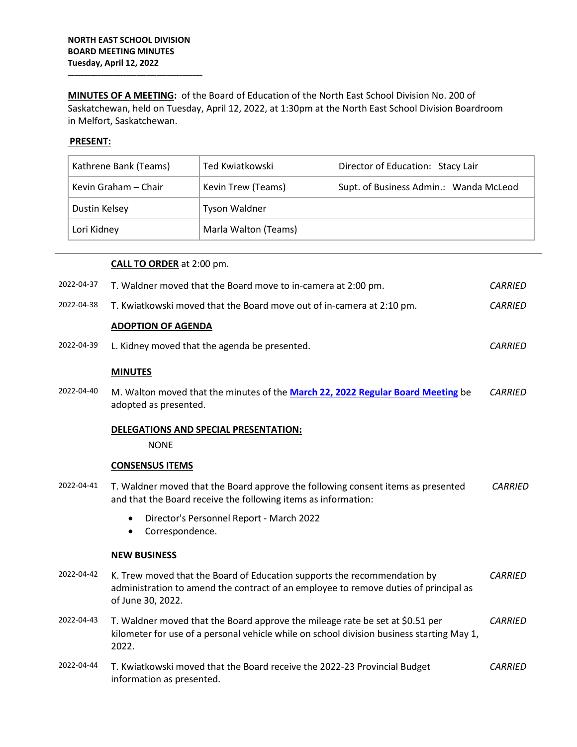**NORTH EAST SCHOOL DIVISION**
**BOARD MEETING MINUTES**
**Tuesday, April 12, 2022**

**MINUTES OF A MEETING:** of the Board of Education of the North East School Division No. 200 of Saskatchewan, held on Tuesday, April 12, 2022, at 1:30pm at the North East School Division Boardroom in Melfort, Saskatchewan.

**PRESENT:**

| | | |
|---|---|---|
| Kathrene Bank (Teams) | Ted Kwiatkowski | Director of Education: Stacy Lair |
| Kevin Graham – Chair | Kevin Trew (Teams) | Supt. of Business Admin.: Wanda McLeod |
| Dustin Kelsey | Tyson Waldner | |
| Lori Kidney | Marla Walton (Teams) | |

**CALL TO ORDER** at 2:00 pm.

2022-04-37 T. Waldner moved that the Board move to in-camera at 2:00 pm. *CARRIED*

2022-04-38 T. Kwiatkowski moved that the Board move out of in-camera at 2:10 pm. *CARRIED*

**ADOPTION OF AGENDA**

2022-04-39 L. Kidney moved that the agenda be presented. *CARRIED*

**MINUTES**

2022-04-40 M. Walton moved that the minutes of the **March 22, 2022 Regular Board Meeting** be adopted as presented. *CARRIED*

**DELEGATIONS AND SPECIAL PRESENTATION:**

NONE

**CONSENSUS ITEMS**

2022-04-41 T. Waldner moved that the Board approve the following consent items as presented and that the Board receive the following items as information: *CARRIED*

- Director's Personnel Report - March 2022
- Correspondence.

**NEW BUSINESS**

2022-04-42 K. Trew moved that the Board of Education supports the recommendation by administration to amend the contract of an employee to remove duties of principal as of June 30, 2022. *CARRIED*

2022-04-43 T. Waldner moved that the Board approve the mileage rate be set at $0.51 per kilometer for use of a personal vehicle while on school division business starting May 1, 2022. *CARRIED*

2022-04-44 T. Kwiatkowski moved that the Board receive the 2022-23 Provincial Budget information as presented. *CARRIED*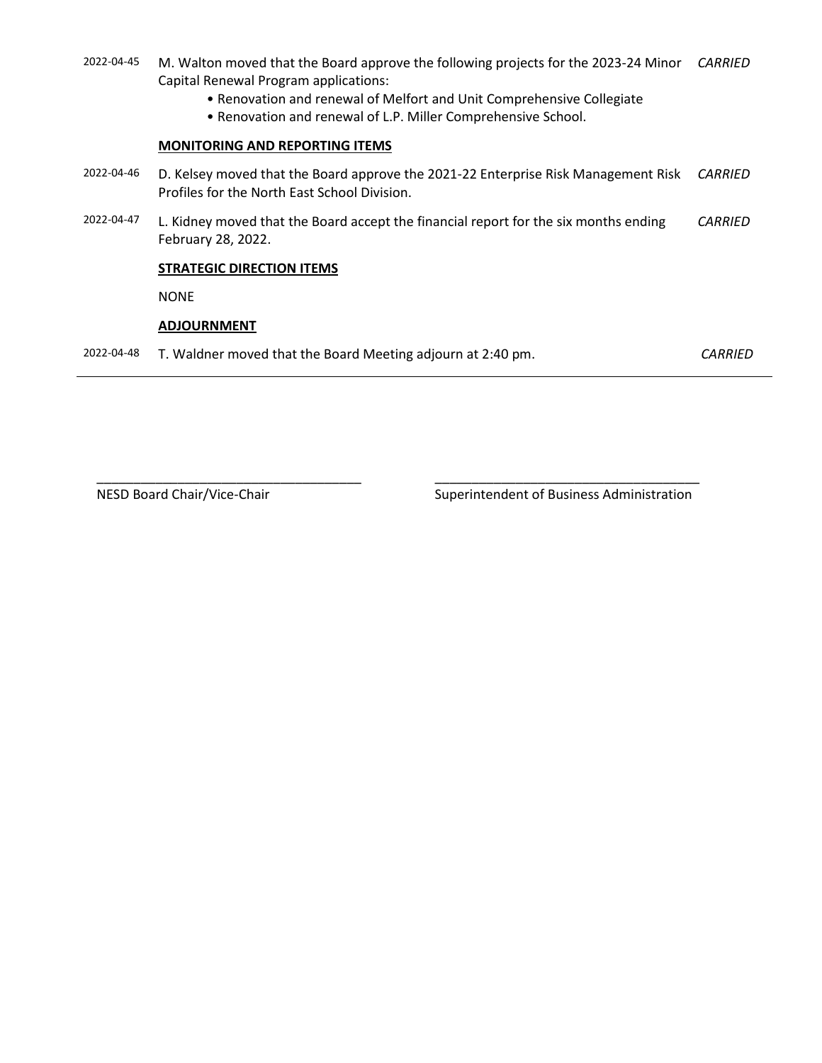| | | |
|---|---|---|
| 2022-04-45 | M. Walton moved that the Board approve the following projects for the 2023-24 Minor Capital Renewal Program applications:<br>• Renovation and renewal of Melfort and Unit Comprehensive Collegiate<br>• Renovation and renewal of L.P. Miller Comprehensive School. | *CARRIED* |
| | **MONITORING AND REPORTING ITEMS** | |
| 2022-04-46 | D. Kelsey moved that the Board approve the 2021-22 Enterprise Risk Management Risk Profiles for the North East School Division. | *CARRIED* |
| 2022-04-47 | L. Kidney moved that the Board accept the financial report for the six months ending February 28, 2022. | *CARRIED* |
| | **STRATEGIC DIRECTION ITEMS** | |
| | NONE | |
| | **ADJOURNMENT** | |
| 2022-04-48 | T. Waldner moved that the Board Meeting adjourn at 2:40 pm. | *CARRIED* |

___________________________________ NESD Board Chair/Vice-Chair

___________________________________ Superintendent of Business Administration